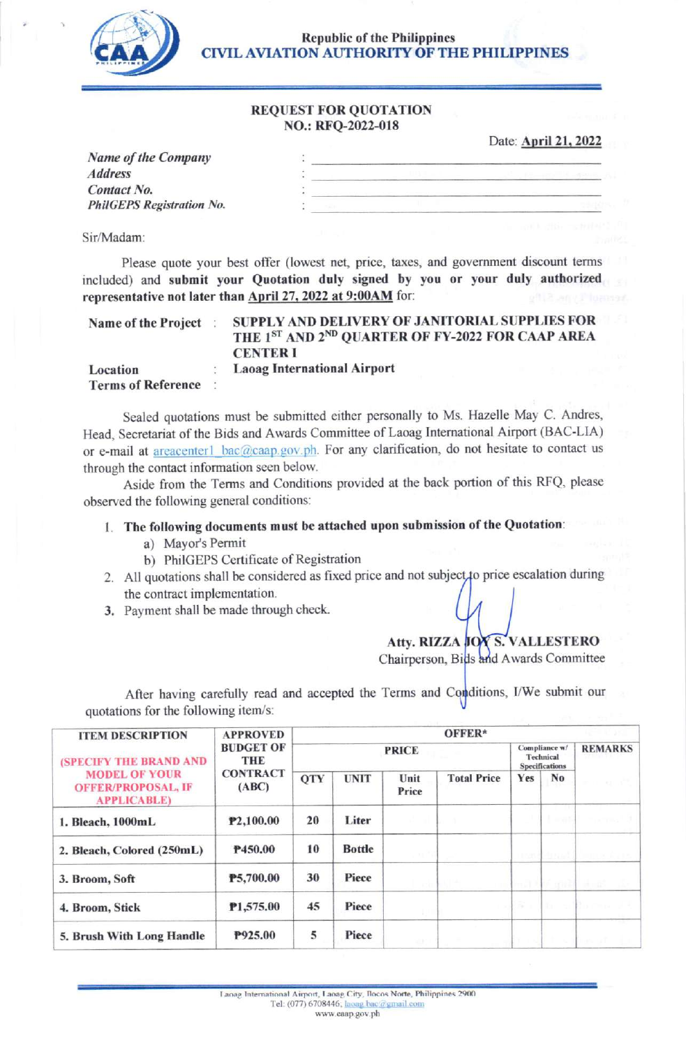Republic of the Philippines
**CIVIL AVIATION AUTHORITY OF THE PHILIPPINES**

## REQUEST FOR QUOTATION
## NO.: RFQ-2022-018

Date: **April 21, 2022**

*Name of the Company* : ______________________
*Address* : ______________________
*Contact No.* : ______________________
*PhilGEPS Registration No.* : ______________________

Sir/Madam:

Please quote your best offer (lowest net, price, taxes, and government discount terms included) and **submit your Quotation duly signed by you or your duly authorized representative not later than April 27, 2022 at 9:00AM** for:

**Name of the Project** : **SUPPLY AND DELIVERY OF JANITORIAL SUPPLIES FOR THE 1ST AND 2ND QUARTER OF FY-2022 FOR CAAP AREA CENTER I**
**Location** : **Laoag International Airport**
**Terms of Reference** :

Sealed quotations must be submitted either personally to Ms. Hazelle May C. Andres, Head, Secretariat of the Bids and Awards Committee of Laoag International Airport (BAC-LIA) or e-mail at areacenter1_bac@caap.gov.ph. For any clarification, do not hesitate to contact us through the contact information seen below.

Aside from the Terms and Conditions provided at the back portion of this RFQ, please observed the following general conditions:

1. **The following documents must be attached upon submission of the Quotation**:
   a) Mayor's Permit
   b) PhilGEPS Certificate of Registration
2. All quotations shall be considered as fixed price and not subject to price escalation during the contract implementation.
3. Payment shall be made through check.

**Atty. RIZZA JOY S. VALLESTERO**
Chairperson, Bids and Awards Committee

After having carefully read and accepted the Terms and Conditions, I/We submit our quotations for the following item/s:

| ITEM DESCRIPTION (SPECIFY THE BRAND AND MODEL OF YOUR OFFER/PROPOSAL, IF APPLICABLE) | APPROVED BUDGET OF THE CONTRACT (ABC) | OFFER* | | | | | | |
|---|---|---|---|---|---|---|---|---|
| | | PRICE | | | | Compliance w/ Technical Specifications | | REMARKS |
| | | QTY | UNIT | Unit Price | Total Price | Yes | No | |
| **1. Bleach, 1000mL** | **₱2,100.00** | **20** | **Liter** | | | | | |
| **2. Bleach, Colored (250mL)** | **₱450.00** | **10** | **Bottle** | | | | | |
| **3. Broom, Soft** | **₱5,700.00** | **30** | **Piece** | | | | | |
| **4. Broom, Stick** | **₱1,575.00** | **45** | **Piece** | | | | | |
| **5. Brush With Long Handle** | **₱925.00** | **5** | **Piece** | | | | | |

Laoag International Airport, Laoag City, Ilocos Norte, Philippines 2900
Tel: (077) 6708446; laoag.bac@gmail.com
www.caap.gov.ph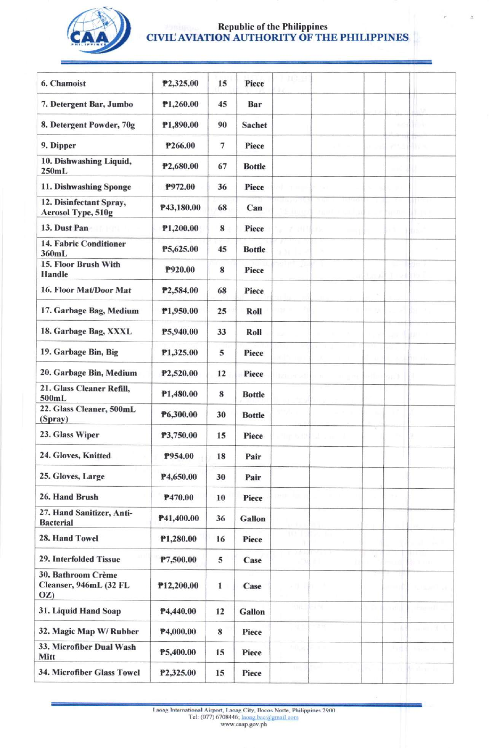Republic of the Philippines
CIVIL AVIATION AUTHORITY OF THE PHILIPPINES

| | | | | | | | | |
|---|---|---|---|---|---|---|---|---|
| 6. Chamoist | ₱2,325.00 | 15 | Piece | | | | | |
| 7. Detergent Bar, Jumbo | ₱1,260.00 | 45 | Bar | | | | | |
| 8. Detergent Powder, 70g | ₱1,890.00 | 90 | Sachet | | | | | |
| 9. Dipper | ₱266.00 | 7 | Piece | | | | | |
| 10. Dishwashing Liquid, 250mL | ₱2,680.00 | 67 | Bottle | | | | | |
| 11. Dishwashing Sponge | ₱972.00 | 36 | Piece | | | | | |
| 12. Disinfectant Spray, Aerosol Type, 510g | ₱43,180.00 | 68 | Can | | | | | |
| 13. Dust Pan | ₱1,200.00 | 8 | Piece | | | | | |
| 14. Fabric Conditioner 360mL | ₱5,625.00 | 45 | Bottle | | | | | |
| 15. Floor Brush With Handle | ₱920.00 | 8 | Piece | | | | | |
| 16. Floor Mat/Door Mat | ₱2,584.00 | 68 | Piece | | | | | |
| 17. Garbage Bag, Medium | ₱1,950.00 | 25 | Roll | | | | | |
| 18. Garbage Bag, XXXL | ₱5,940.00 | 33 | Roll | | | | | |
| 19. Garbage Bin, Big | ₱1,325.00 | 5 | Piece | | | | | |
| 20. Garbage Bin, Medium | ₱2,520.00 | 12 | Piece | | | | | |
| 21. Glass Cleaner Refill, 500mL | ₱1,480.00 | 8 | Bottle | | | | | |
| 22. Glass Cleaner, 500mL (Spray) | ₱6,300.00 | 30 | Bottle | | | | | |
| 23. Glass Wiper | ₱3,750.00 | 15 | Piece | | | | | |
| 24. Gloves, Knitted | ₱954.00 | 18 | Pair | | | | | |
| 25. Gloves, Large | ₱4,650.00 | 30 | Pair | | | | | |
| 26. Hand Brush | ₱470.00 | 10 | Piece | | | | | |
| 27. Hand Sanitizer, Anti-Bacterial | ₱41,400.00 | 36 | Gallon | | | | | |
| 28. Hand Towel | ₱1,280.00 | 16 | Piece | | | | | |
| 29. Interfolded Tissue | ₱7,500.00 | 5 | Case | | | | | |
| 30. Bathroom Crème Cleanser, 946mL (32 FL OZ) | ₱12,200.00 | 1 | Case | | | | | |
| 31. Liquid Hand Soap | ₱4,440.00 | 12 | Gallon | | | | | |
| 32. Magic Map W/ Rubber | ₱4,000.00 | 8 | Piece | | | | | |
| 33. Microfiber Dual Wash Mitt | ₱5,400.00 | 15 | Piece | | | | | |
| 34. Microfiber Glass Towel | ₱2,325.00 | 15 | Piece | | | | | |

Laoag International Airport, Laoag City, Ilocos Norte, Philippines 2900
Tel: (077) 6708446; laoag.bac@gmail.com
www.caap.gov.ph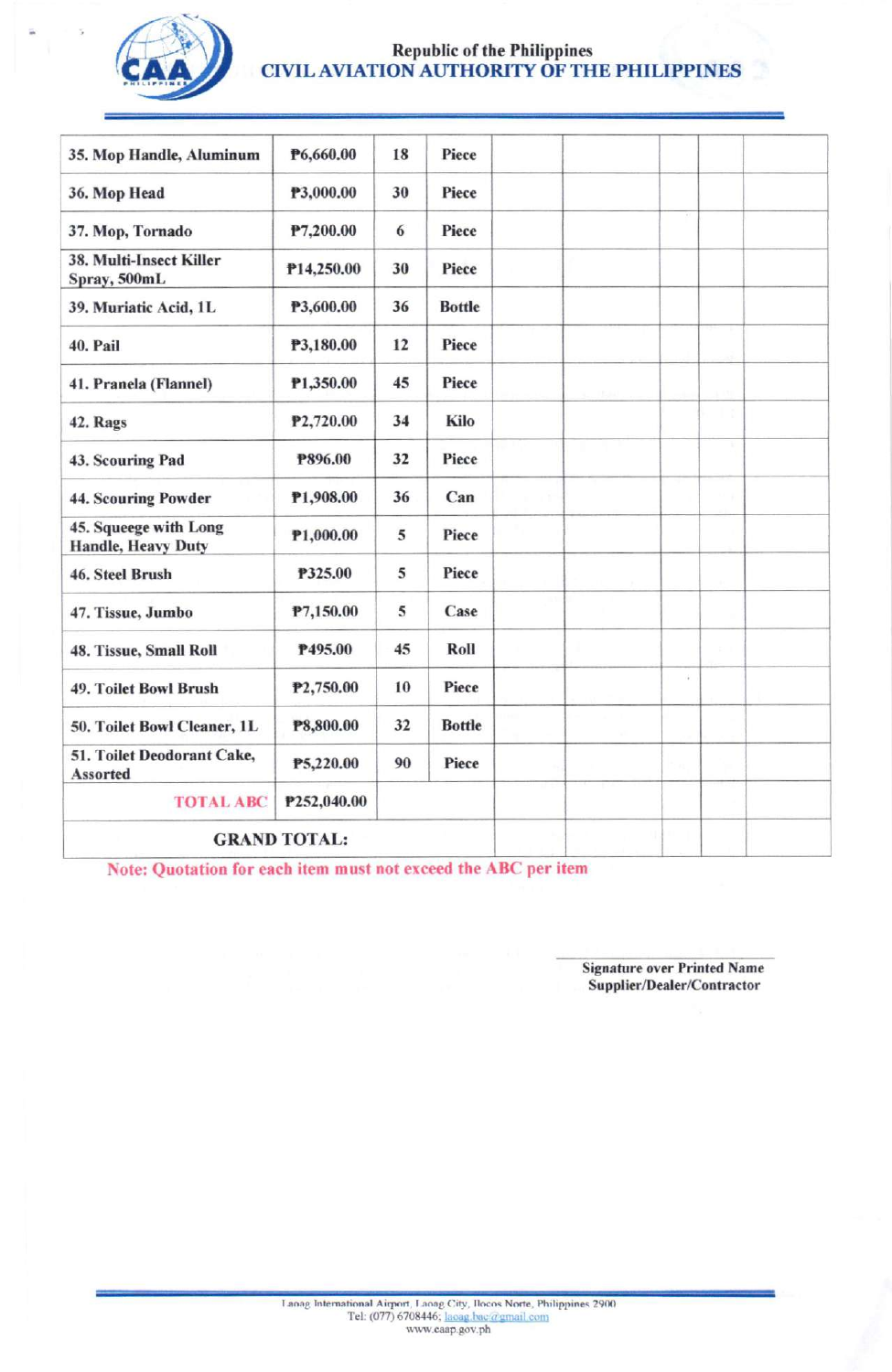Republic of the Philippines
**CIVIL AVIATION AUTHORITY OF THE PHILIPPINES**

| | | | | | | | | |
|---|---|---|---|---|---|---|---|---|
| 35. Mop Handle, Aluminum | ₱6,660.00 | 18 | Piece | | | | | |
| 36. Mop Head | ₱3,000.00 | 30 | Piece | | | | | |
| 37. Mop, Tornado | ₱7,200.00 | 6 | Piece | | | | | |
| 38. Multi-Insect Killer Spray, 500mL | ₱14,250.00 | 30 | Piece | | | | | |
| 39. Muriatic Acid, 1L | ₱3,600.00 | 36 | Bottle | | | | | |
| 40. Pail | ₱3,180.00 | 12 | Piece | | | | | |
| 41. Pranela (Flannel) | ₱1,350.00 | 45 | Piece | | | | | |
| 42. Rags | ₱2,720.00 | 34 | Kilo | | | | | |
| 43. Scouring Pad | ₱896.00 | 32 | Piece | | | | | |
| 44. Scouring Powder | ₱1,908.00 | 36 | Can | | | | | |
| 45. Squeege with Long Handle, Heavy Duty | ₱1,000.00 | 5 | Piece | | | | | |
| 46. Steel Brush | ₱325.00 | 5 | Piece | | | | | |
| 47. Tissue, Jumbo | ₱7,150.00 | 5 | Case | | | | | |
| 48. Tissue, Small Roll | ₱495.00 | 45 | Roll | | | | | |
| 49. Toilet Bowl Brush | ₱2,750.00 | 10 | Piece | | | | | |
| 50. Toilet Bowl Cleaner, 1L | ₱8,800.00 | 32 | Bottle | | | | | |
| 51. Toilet Deodorant Cake, Assorted | ₱5,220.00 | 90 | Piece | | | | | |
| TOTAL ABC | ₱252,040.00 | | | | | | | |
| GRAND TOTAL: | | | | | | | | |

Note: Quotation for each item must not exceed the ABC per item

Signature over Printed Name
Supplier/Dealer/Contractor

Laoag International Airport, Laoag City, Ilocos Norte, Philippines 2900
Tel: (077) 6708446; laoag.bac@gmail.com
www.caap.gov.ph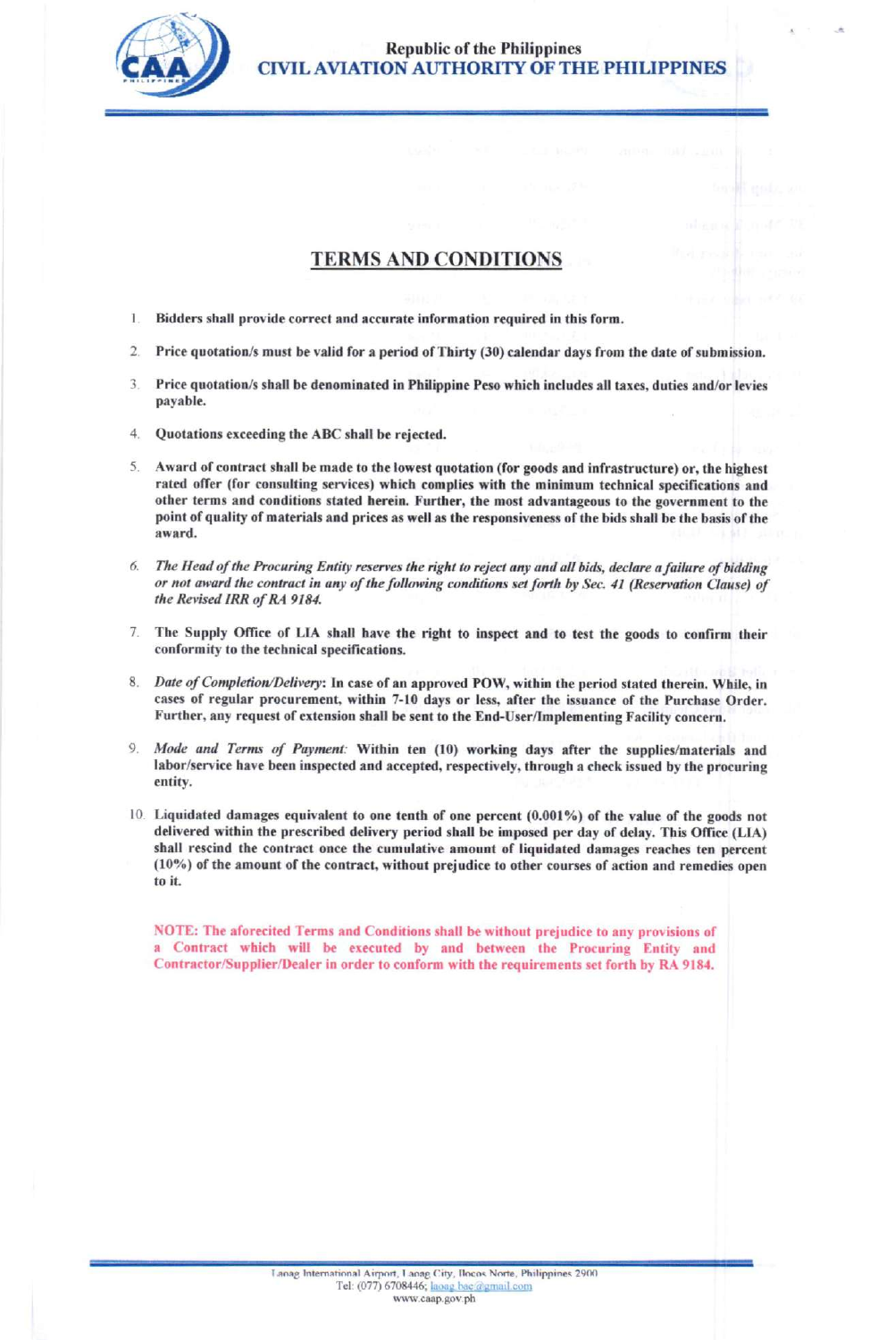Republic of the Philippines
CIVIL AVIATION AUTHORITY OF THE PHILIPPINES

## TERMS AND CONDITIONS

1. **Bidders shall provide correct and accurate information required in this form.**

2. **Price quotation/s must be valid for a period of Thirty (30) calendar days from the date of submission.**

3. **Price quotation/s shall be denominated in Philippine Peso which includes all taxes, duties and/or levies payable.**

4. **Quotations exceeding the ABC shall be rejected.**

5. **Award of contract shall be made to the lowest quotation (for goods and infrastructure) or, the highest rated offer (for consulting services) which complies with the minimum technical specifications and other terms and conditions stated herein. Further, the most advantageous to the government to the point of quality of materials and prices as well as the responsiveness of the bids shall be the basis of the award.**

6. ***The Head of the Procuring Entity reserves the right to reject any and all bids, declare a failure of bidding or not award the contract in any of the following conditions set forth by Sec. 41 (Reservation Clause) of the Revised IRR of RA 9184.***

7. **The Supply Office of LIA shall have the right to inspect and to test the goods to confirm their conformity to the technical specifications.**

8. ***Date of Completion/Delivery*: In case of an approved POW, within the period stated therein. While, in cases of regular procurement, within 7-10 days or less, after the issuance of the Purchase Order. Further, any request of extension shall be sent to the End-User/Implementing Facility concern.**

9. ***Mode and Terms of Payment:* Within ten (10) working days after the supplies/materials and labor/service have been inspected and accepted, respectively, through a check issued by the procuring entity.**

10. **Liquidated damages equivalent to one tenth of one percent (0.001%) of the value of the goods not delivered within the prescribed delivery period shall be imposed per day of delay. This Office (LIA) shall rescind the contract once the cumulative amount of liquidated damages reaches ten percent (10%) of the amount of the contract, without prejudice to other courses of action and remedies open to it.**

**NOTE: The aforecited Terms and Conditions shall be without prejudice to any provisions of a Contract which will be executed by and between the Procuring Entity and Contractor/Supplier/Dealer in order to conform with the requirements set forth by RA 9184.**

Laoag International Airport, Laoag City, Ilocos Norte, Philippines 2900
Tel: (077) 6708446; laoag.bac@gmail.com
www.caap.gov.ph